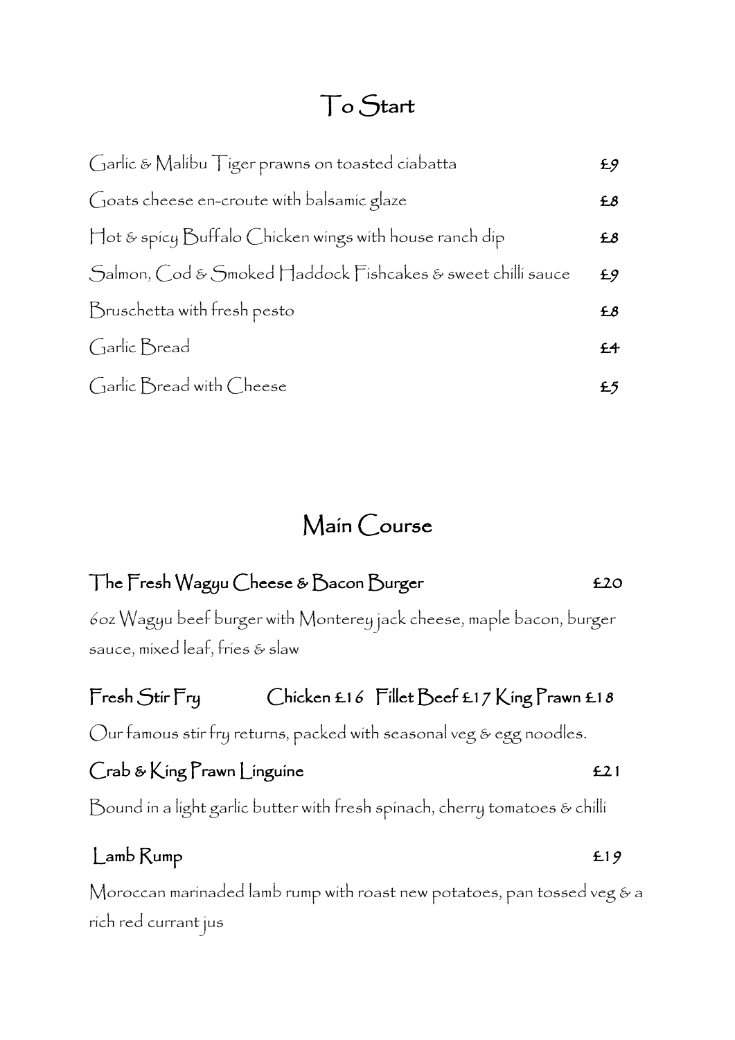# To Start

| | |
|---|---|
| Garlic & Malibu Tiger prawns on toasted ciabatta | £9 |
| Goats cheese en-croute with balsamic glaze | £8 |
| Hot & spicy Buffalo Chicken wings with house ranch dip | £8 |
| Salmon, Cod & Smoked Haddock Fishcakes & sweet chilli sauce | £9 |
| Bruschetta with fresh pesto | £8 |
| Garlic Bread | £4 |
| Garlic Bread with Cheese | £5 |

# Main Course

**The Fresh Wagyu Cheese & Bacon Burger** **£20**

6oz Wagyu beef burger with Monterey jack cheese, maple bacon, burger sauce, mixed leaf, fries & slaw

**Fresh Stir Fry** **Chicken £16 Fillet Beef £17 King Prawn £18**

Our famous stir fry returns, packed with seasonal veg & egg noodles.

**Crab & King Prawn Linguine** **£21**

Bound in a light garlic butter with fresh spinach, cherry tomatoes & chilli

**Lamb Rump** **£19**

Moroccan marinaded lamb rump with roast new potatoes, pan tossed veg & a rich red currant jus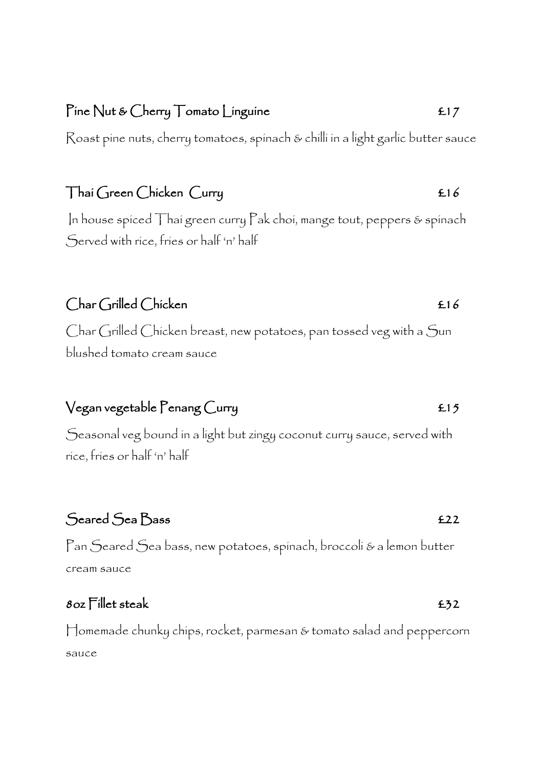## Pine Nut & Cherry Tomato Linguine £17

Roast pine nuts, cherry tomatoes, spinach & chilli in a light garlic butter sauce

## Thai Green Chicken Curry £16

In house spiced Thai green curry Pak choi, mange tout, peppers & spinach
Served with rice, fries or half 'n' half

## Char Grilled Chicken £16

Char Grilled Chicken breast, new potatoes, pan tossed veg with a Sun blushed tomato cream sauce

## Vegan vegetable Penang Curry £15

Seasonal veg bound in a light but zingy coconut curry sauce, served with rice, fries or half 'n' half

## Seared Sea Bass £22

Pan Seared Sea bass, new potatoes, spinach, broccoli & a lemon butter cream sauce

## 8oz Fillet steak £32

Homemade chunky chips, rocket, parmesan & tomato salad and peppercorn sauce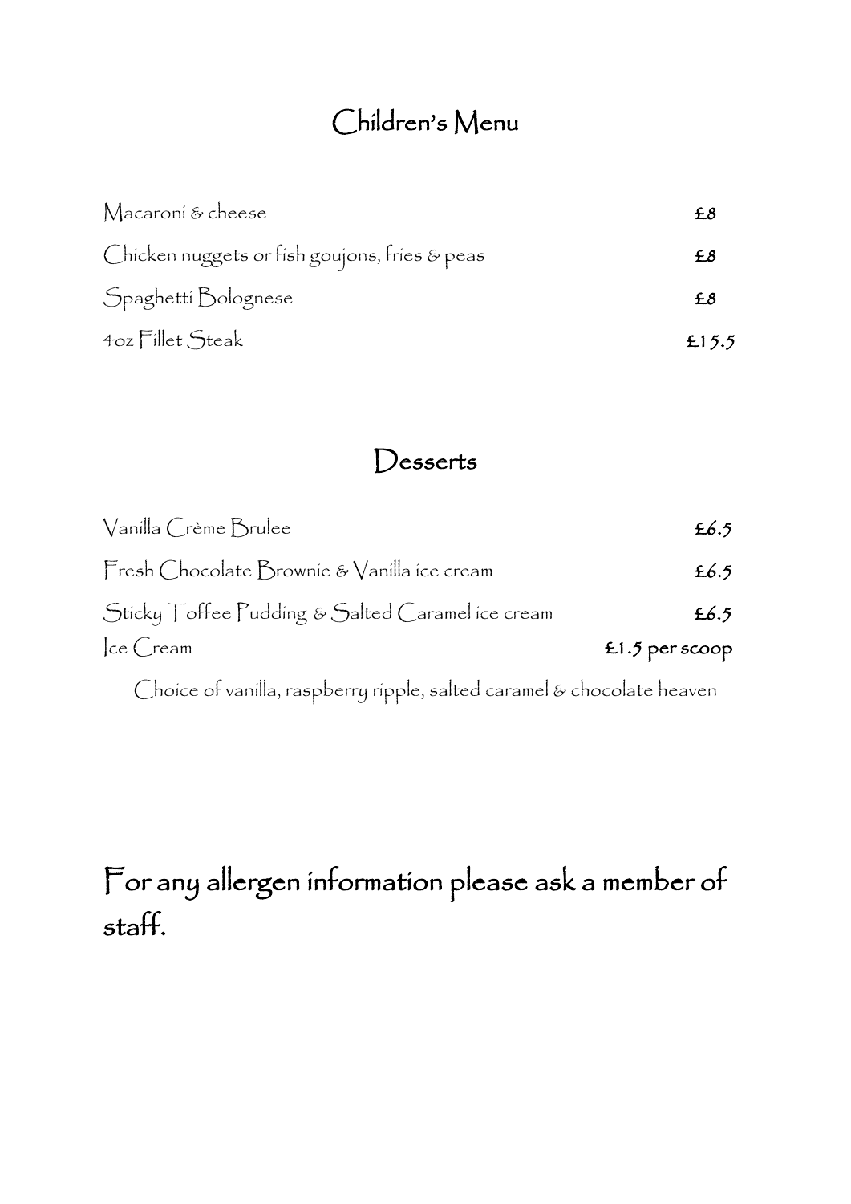## Children's Menu

| | |
|---|---|
| Macaroni & cheese | **£8** |
| Chicken nuggets or fish goujons, fries & peas | **£8** |
| Spaghetti Bolognese | **£8** |
| 4oz Fillet Steak | **£15.5** |

## Desserts

| | |
|---|---|
| Vanilla Crème Brulee | **£6.5** |
| Fresh Chocolate Brownie & Vanilla ice cream | **£6.5** |
| Sticky Toffee Pudding & Salted Caramel ice cream | **£6.5** |
| Ice Cream | **£1.5 per scoop** |

Choice of vanilla, raspberry ripple, salted caramel & chocolate heaven

## For any allergen information please ask a member of staff.